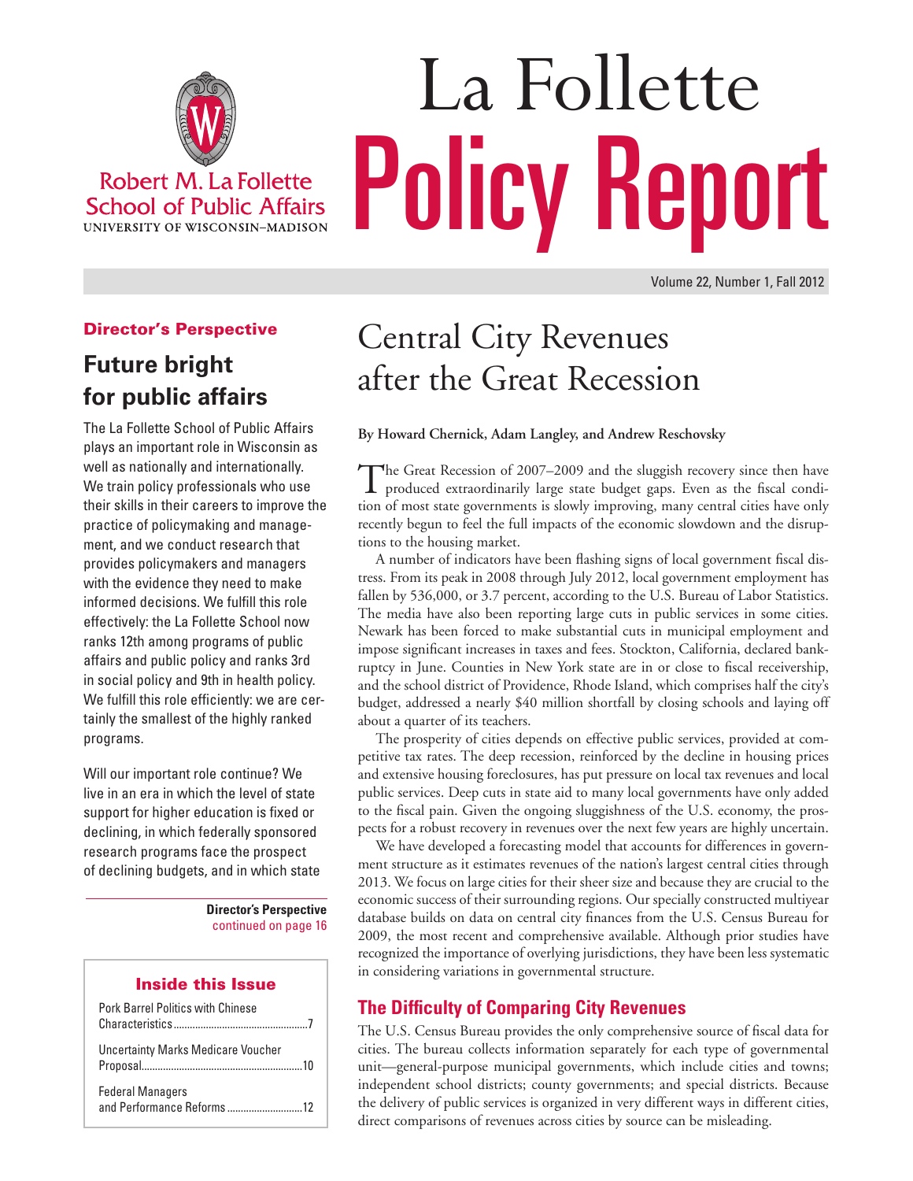Robert M. La Follette School of Public Affairs
UNIVERSITY OF WISCONSIN–MADISON

# La Follette Policy Report

Volume 22, Number 1, Fall 2012

# Central City Revenues after the Great Recession

**By Howard Chernick, Adam Langley, and Andrew Reschovsky**

The Great Recession of 2007–2009 and the sluggish recovery since then have produced extraordinarily large state budget gaps. Even as the fiscal condition of most state governments is slowly improving, many central cities have only recently begun to feel the full impacts of the economic slowdown and the disruptions to the housing market.

A number of indicators have been flashing signs of local government fiscal distress. From its peak in 2008 through July 2012, local government employment has fallen by 536,000, or 3.7 percent, according to the U.S. Bureau of Labor Statistics. The media have also been reporting large cuts in public services in some cities. Newark has been forced to make substantial cuts in municipal employment and impose significant increases in taxes and fees. Stockton, California, declared bankruptcy in June. Counties in New York state are in or close to fiscal receivership, and the school district of Providence, Rhode Island, which comprises half the city's budget, addressed a nearly $40 million shortfall by closing schools and laying off about a quarter of its teachers.

The prosperity of cities depends on effective public services, provided at competitive tax rates. The deep recession, reinforced by the decline in housing prices and extensive housing foreclosures, has put pressure on local tax revenues and local public services. Deep cuts in state aid to many local governments have only added to the fiscal pain. Given the ongoing sluggishness of the U.S. economy, the prospects for a robust recovery in revenues over the next few years are highly uncertain.

We have developed a forecasting model that accounts for differences in government structure as it estimates revenues of the nation's largest central cities through 2013. We focus on large cities for their sheer size and because they are crucial to the economic success of their surrounding regions. Our specially constructed multiyear database builds on data on central city finances from the U.S. Census Bureau for 2009, the most recent and comprehensive available. Although prior studies have recognized the importance of overlying jurisdictions, they have been less systematic in considering variations in governmental structure.

## The Difficulty of Comparing City Revenues

The U.S. Census Bureau provides the only comprehensive source of fiscal data for cities. The bureau collects information separately for each type of governmental unit—general-purpose municipal governments, which include cities and towns; independent school districts; county governments; and special districts. Because the delivery of public services is organized in very different ways in different cities, direct comparisons of revenues across cities by source can be misleading.

---

### Director's Perspective

## Future bright for public affairs

The La Follette School of Public Affairs plays an important role in Wisconsin as well as nationally and internationally. We train policy professionals who use their skills in their careers to improve the practice of policymaking and management, and we conduct research that provides policymakers and managers with the evidence they need to make informed decisions. We fulfill this role effectively: the La Follette School now ranks 12th among programs of public affairs and public policy and ranks 3rd in social policy and 9th in health policy. We fulfill this role efficiently: we are certainly the smallest of the highly ranked programs.

Will our important role continue? We live in an era in which the level of state support for higher education is fixed or declining, in which federally sponsored research programs face the prospect of declining budgets, and in which state

**Director's Perspective** continued on page 16

### Inside this Issue

- Pork Barrel Politics with Chinese Characteristics ... 7
- Uncertainty Marks Medicare Voucher Proposal ... 10
- Federal Managers and Performance Reforms ... 12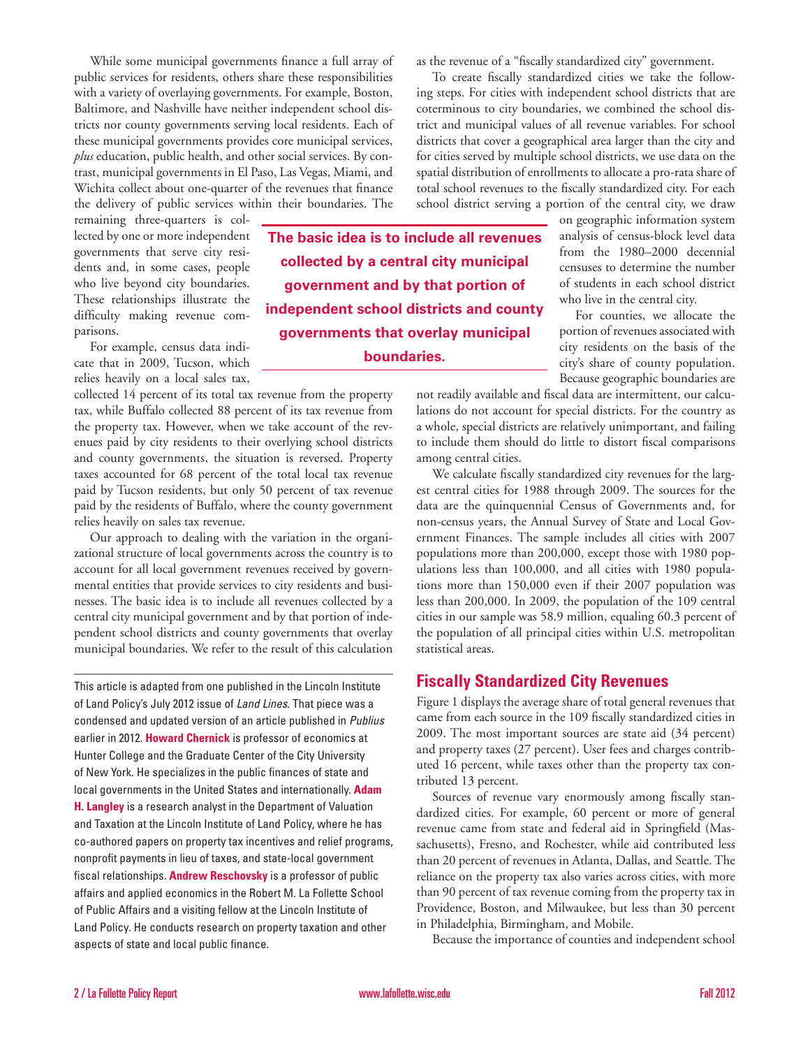While some municipal governments finance a full array of public services for residents, others share these responsibilities with a variety of overlaying governments. For example, Boston, Baltimore, and Nashville have neither independent school districts nor county governments serving local residents. Each of these municipal governments provides core municipal services, *plus* education, public health, and other social services. By contrast, municipal governments in El Paso, Las Vegas, Miami, and Wichita collect about one-quarter of the revenues that finance the delivery of public services within their boundaries. The remaining three-quarters is collected by one or more independent governments that serve city residents and, in some cases, people who live beyond city boundaries. These relationships illustrate the difficulty making revenue comparisons.

For example, census data indicate that in 2009, Tucson, which relies heavily on a local sales tax, collected 14 percent of its total tax revenue from the property tax, while Buffalo collected 88 percent of its tax revenue from the property tax. However, when we take account of the revenues paid by city residents to their overlying school districts and county governments, the situation is reversed. Property taxes accounted for 68 percent of the total local tax revenue paid by Tucson residents, but only 50 percent of tax revenue paid by the residents of Buffalo, where the county government relies heavily on sales tax revenue.

Our approach to dealing with the variation in the organizational structure of local governments across the country is to account for all local government revenues received by governmental entities that provide services to city residents and businesses. The basic idea is to include all revenues collected by a central city municipal government and by that portion of independent school districts and county governments that overlay municipal boundaries. We refer to the result of this calculation as the revenue of a "fiscally standardized city" government.

**The basic idea is to include all revenues collected by a central city municipal government and by that portion of independent school districts and county governments that overlay municipal boundaries.**

To create fiscally standardized cities we take the following steps. For cities with independent school districts that are coterminous to city boundaries, we combined the school district and municipal values of all revenue variables. For school districts that cover a geographical area larger than the city and for cities served by multiple school districts, we use data on the spatial distribution of enrollments to allocate a pro-rata share of total school revenues to the fiscally standardized city. For each school district serving a portion of the central city, we draw on geographic information system analysis of census-block level data from the 1980–2000 decennial censuses to determine the number of students in each school district who live in the central city.

For counties, we allocate the portion of revenues associated with city residents on the basis of the city's share of county population. Because geographic boundaries are not readily available and fiscal data are intermittent, our calculations do not account for special districts. For the country as a whole, special districts are relatively unimportant, and failing to include them should do little to distort fiscal comparisons among central cities.

We calculate fiscally standardized city revenues for the largest central cities for 1988 through 2009. The sources for the data are the quinquennial Census of Governments and, for non-census years, the Annual Survey of State and Local Government Finances. The sample includes all cities with 2007 populations more than 200,000, except those with 1980 populations less than 100,000, and all cities with 1980 populations more than 150,000 even if their 2007 population was less than 200,000. In 2009, the population of the 109 central cities in our sample was 58.9 million, equaling 60.3 percent of the population of all principal cities within U.S. metropolitan statistical areas.

## Fiscally Standardized City Revenues

Figure 1 displays the average share of total general revenues that came from each source in the 109 fiscally standardized cities in 2009. The most important sources are state aid (34 percent) and property taxes (27 percent). User fees and charges contributed 16 percent, while taxes other than the property tax contributed 13 percent.

Sources of revenue vary enormously among fiscally standardized cities. For example, 60 percent or more of general revenue came from state and federal aid in Springfield (Massachusetts), Fresno, and Rochester, while aid contributed less than 20 percent of revenues in Atlanta, Dallas, and Seattle. The reliance on the property tax also varies across cities, with more than 90 percent of tax revenue coming from the property tax in Providence, Boston, and Milwaukee, but less than 30 percent in Philadelphia, Birmingham, and Mobile.

Because the importance of counties and independent school

---

This article is adapted from one published in the Lincoln Institute of Land Policy's July 2012 issue of *Land Lines*. That piece was a condensed and updated version of an article published in *Publius* earlier in 2012. **Howard Chernick** is professor of economics at Hunter College and the Graduate Center of the City University of New York. He specializes in the public finances of state and local governments in the United States and internationally. **Adam H. Langley** is a research analyst in the Department of Valuation and Taxation at the Lincoln Institute of Land Policy, where he has co-authored papers on property tax incentives and relief programs, nonprofit payments in lieu of taxes, and state-local government fiscal relationships. **Andrew Reschovsky** is a professor of public affairs and applied economics in the Robert M. La Follette School of Public Affairs and a visiting fellow at the Lincoln Institute of Land Policy. He conducts research on property taxation and other aspects of state and local public finance.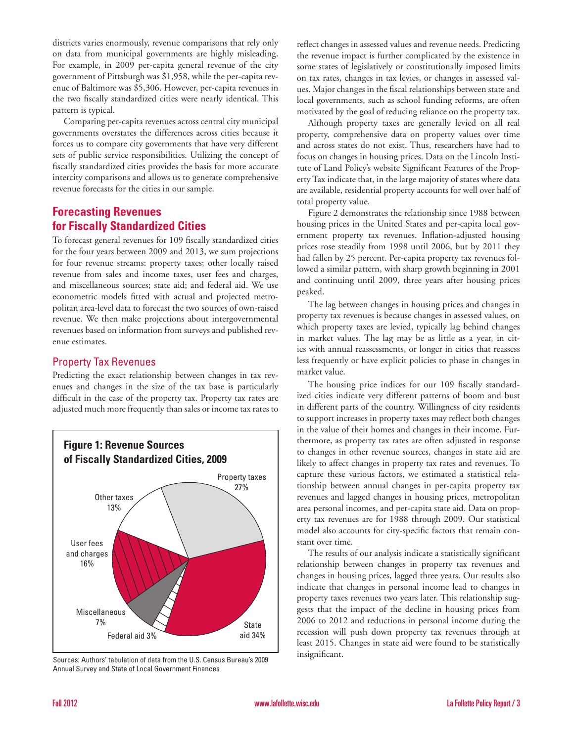districts varies enormously, revenue comparisons that rely only on data from municipal governments are highly misleading. For example, in 2009 per-capita general revenue of the city government of Pittsburgh was $1,958, while the per-capita revenue of Baltimore was $5,306. However, per-capita revenues in the two fiscally standardized cities were nearly identical. This pattern is typical.

Comparing per-capita revenues across central city municipal governments overstates the differences across cities because it forces us to compare city governments that have very different sets of public service responsibilities. Utilizing the concept of fiscally standardized cities provides the basis for more accurate intercity comparisons and allows us to generate comprehensive revenue forecasts for the cities in our sample.

## Forecasting Revenues for Fiscally Standardized Cities

To forecast general revenues for 109 fiscally standardized cities for the four years between 2009 and 2013, we sum projections for four revenue streams: property taxes; other locally raised revenue from sales and income taxes, user fees and charges, and miscellaneous sources; state aid; and federal aid. We use econometric models fitted with actual and projected metropolitan area-level data to forecast the two sources of own-raised revenue. We then make projections about intergovernmental revenues based on information from surveys and published revenue estimates.

### Property Tax Revenues

Predicting the exact relationship between changes in tax revenues and changes in the size of the tax base is particularly difficult in the case of the property tax. Property tax rates are adjusted much more frequently than sales or income tax rates to reflect changes in assessed values and revenue needs. Predicting the revenue impact is further complicated by the existence in some states of legislatively or constitutionally imposed limits on tax rates, changes in tax levies, or changes in assessed values. Major changes in the fiscal relationships between state and local governments, such as school funding reforms, are often motivated by the goal of reducing reliance on the property tax.

Although property taxes are generally levied on all real property, comprehensive data on property values over time and across states do not exist. Thus, researchers have had to focus on changes in housing prices. Data on the Lincoln Institute of Land Policy's website Significant Features of the Property Tax indicate that, in the large majority of states where data are available, residential property accounts for well over half of total property value.

Figure 2 demonstrates the relationship since 1988 between housing prices in the United States and per-capita local government property tax revenues. Inflation-adjusted housing prices rose steadily from 1998 until 2006, but by 2011 they had fallen by 25 percent. Per-capita property tax revenues followed a similar pattern, with sharp growth beginning in 2001 and continuing until 2009, three years after housing prices peaked.

The lag between changes in housing prices and changes in property tax revenues is because changes in assessed values, on which property taxes are levied, typically lag behind changes in market values. The lag may be as little as a year, in cities with annual reassessments, or longer in cities that reassess less frequently or have explicit policies to phase in changes in market value.

The housing price indices for our 109 fiscally standardized cities indicate very different patterns of boom and bust in different parts of the country. Willingness of city residents to support increases in property taxes may reflect both changes in the value of their homes and changes in their income. Furthermore, as property tax rates are often adjusted in response to changes in other revenue sources, changes in state aid are likely to affect changes in property tax rates and revenues. To capture these various factors, we estimated a statistical relationship between annual changes in per-capita property tax revenues and lagged changes in housing prices, metropolitan area personal incomes, and per-capita state aid. Data on property tax revenues are for 1988 through 2009. Our statistical model also accounts for city-specific factors that remain constant over time.

The results of our analysis indicate a statistically significant relationship between changes in property tax revenues and changes in housing prices, lagged three years. Our results also indicate that changes in personal income lead to changes in property taxes revenues two years later. This relationship suggests that the impact of the decline in housing prices from 2006 to 2012 and reductions in personal income during the recession will push down property tax revenues through at least 2015. Changes in state aid were found to be statistically insignificant.

**Figure 1: Revenue Sources of Fiscally Standardized Cities, 2009**

| Revenue Source | Share |
|---|---|
| Property taxes | 27% |
| State aid | 34% |
| Federal aid | 3% |
| Miscellaneous | 7% |
| User fees and charges | 16% |
| Other taxes | 13% |

Sources: Authors' tabulation of data from the U.S. Census Bureau's 2009 Annual Survey and State of Local Government Finances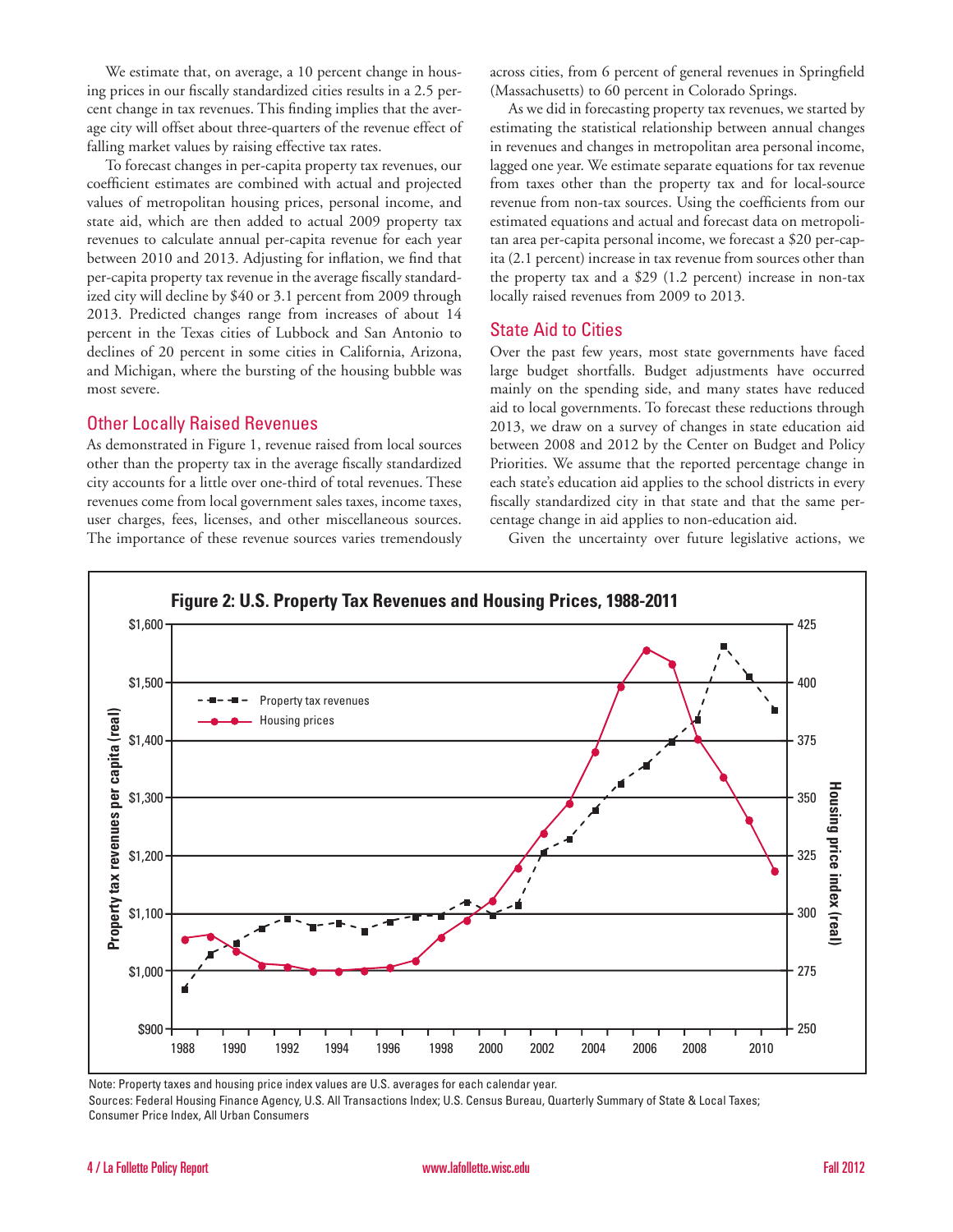We estimate that, on average, a 10 percent change in housing prices in our fiscally standardized cities results in a 2.5 percent change in tax revenues. This finding implies that the average city will offset about three-quarters of the revenue effect of falling market values by raising effective tax rates.

To forecast changes in per-capita property tax revenues, our coefficient estimates are combined with actual and projected values of metropolitan housing prices, personal income, and state aid, which are then added to actual 2009 property tax revenues to calculate annual per-capita revenue for each year between 2010 and 2013. Adjusting for inflation, we find that per-capita property tax revenue in the average fiscally standardized city will decline by $40 or 3.1 percent from 2009 through 2013. Predicted changes range from increases of about 14 percent in the Texas cities of Lubbock and San Antonio to declines of 20 percent in some cities in California, Arizona, and Michigan, where the bursting of the housing bubble was most severe.

## Other Locally Raised Revenues

As demonstrated in Figure 1, revenue raised from local sources other than the property tax in the average fiscally standardized city accounts for a little over one-third of total revenues. These revenues come from local government sales taxes, income taxes, user charges, fees, licenses, and other miscellaneous sources. The importance of these revenue sources varies tremendously across cities, from 6 percent of general revenues in Springfield (Massachusetts) to 60 percent in Colorado Springs.

As we did in forecasting property tax revenues, we started by estimating the statistical relationship between annual changes in revenues and changes in metropolitan area personal income, lagged one year. We estimate separate equations for tax revenue from taxes other than the property tax and for local-source revenue from non-tax sources. Using the coefficients from our estimated equations and actual and forecast data on metropolitan area per-capita personal income, we forecast a $20 per-capita (2.1 percent) increase in tax revenue from sources other than the property tax and a $29 (1.2 percent) increase in non-tax locally raised revenues from 2009 to 2013.

## State Aid to Cities

Over the past few years, most state governments have faced large budget shortfalls. Budget adjustments have occurred mainly on the spending side, and many states have reduced aid to local governments. To forecast these reductions through 2013, we draw on a survey of changes in state education aid between 2008 and 2012 by the Center on Budget and Policy Priorities. We assume that the reported percentage change in each state's education aid applies to the school districts in every fiscally standardized city in that state and that the same percentage change in aid applies to non-education aid.

Given the uncertainty over future legislative actions, we

**Figure 2: U.S. Property Tax Revenues and Housing Prices, 1988-2011**

Note: Property taxes and housing price index values are U.S. averages for each calendar year.

Sources: Federal Housing Finance Agency, U.S. All Transactions Index; U.S. Census Bureau, Quarterly Summary of State & Local Taxes; Consumer Price Index, All Urban Consumers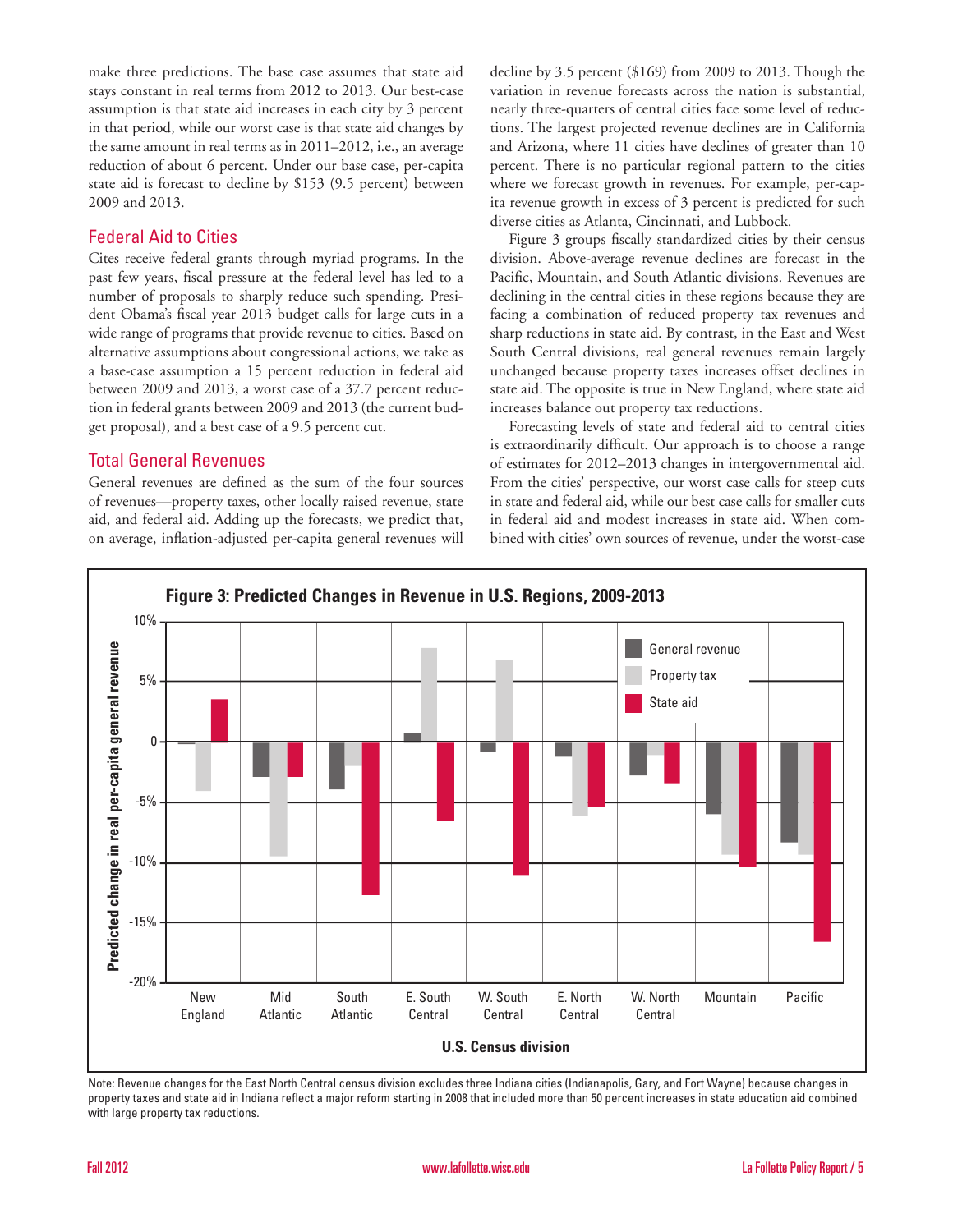make three predictions. The base case assumes that state aid stays constant in real terms from 2012 to 2013. Our best-case assumption is that state aid increases in each city by 3 percent in that period, while our worst case is that state aid changes by the same amount in real terms as in 2011–2012, i.e., an average reduction of about 6 percent. Under our base case, per-capita state aid is forecast to decline by $153 (9.5 percent) between 2009 and 2013.

## Federal Aid to Cities

Cites receive federal grants through myriad programs. In the past few years, fiscal pressure at the federal level has led to a number of proposals to sharply reduce such spending. President Obama's fiscal year 2013 budget calls for large cuts in a wide range of programs that provide revenue to cities. Based on alternative assumptions about congressional actions, we take as a base-case assumption a 15 percent reduction in federal aid between 2009 and 2013, a worst case of a 37.7 percent reduction in federal grants between 2009 and 2013 (the current budget proposal), and a best case of a 9.5 percent cut.

## Total General Revenues

General revenues are defined as the sum of the four sources of revenues—property taxes, other locally raised revenue, state aid, and federal aid. Adding up the forecasts, we predict that, on average, inflation-adjusted per-capita general revenues will decline by 3.5 percent ($169) from 2009 to 2013. Though the variation in revenue forecasts across the nation is substantial, nearly three-quarters of central cities face some level of reductions. The largest projected revenue declines are in California and Arizona, where 11 cities have declines of greater than 10 percent. There is no particular regional pattern to the cities where we forecast growth in revenues. For example, per-capita revenue growth in excess of 3 percent is predicted for such diverse cities as Atlanta, Cincinnati, and Lubbock.

Figure 3 groups fiscally standardized cities by their census division. Above-average revenue declines are forecast in the Pacific, Mountain, and South Atlantic divisions. Revenues are declining in the central cities in these regions because they are facing a combination of reduced property tax revenues and sharp reductions in state aid. By contrast, in the East and West South Central divisions, real general revenues remain largely unchanged because property taxes increases offset declines in state aid. The opposite is true in New England, where state aid increases balance out property tax reductions.

Forecasting levels of state and federal aid to central cities is extraordinarily difficult. Our approach is to choose a range of estimates for 2012–2013 changes in intergovernmental aid. From the cities' perspective, our worst case calls for steep cuts in state and federal aid, while our best case calls for smaller cuts in federal aid and modest increases in state aid. When combined with cities' own sources of revenue, under the worst-case

**Figure 3: Predicted Changes in Revenue in U.S. Regions, 2009-2013**

Note: Revenue changes for the East North Central census division excludes three Indiana cities (Indianapolis, Gary, and Fort Wayne) because changes in property taxes and state aid in Indiana reflect a major reform starting in 2008 that included more than 50 percent increases in state education aid combined with large property tax reductions.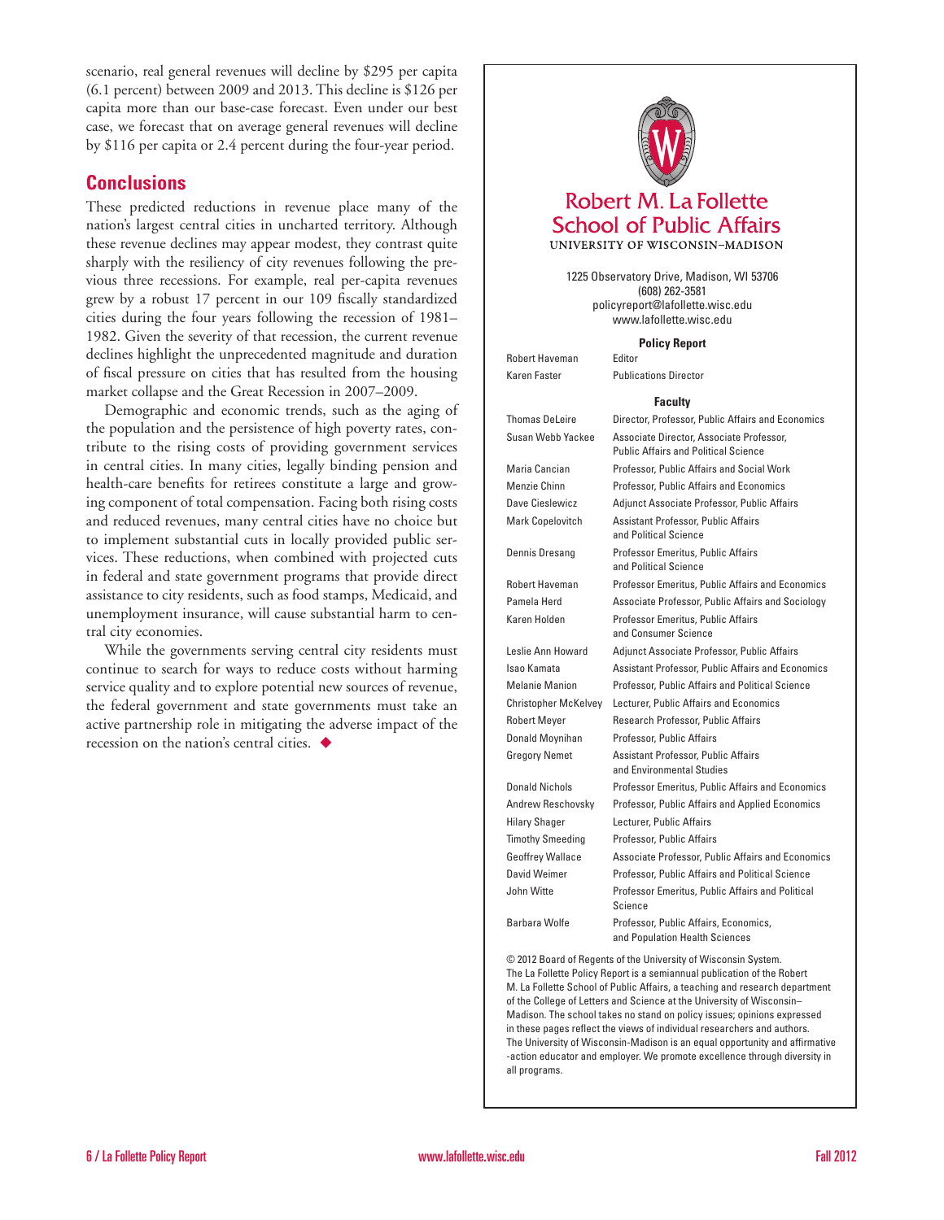scenario, real general revenues will decline by $295 per capita (6.1 percent) between 2009 and 2013. This decline is $126 per capita more than our base-case forecast. Even under our best case, we forecast that on average general revenues will decline by $116 per capita or 2.4 percent during the four-year period.

## Conclusions

These predicted reductions in revenue place many of the nation's largest central cities in uncharted territory. Although these revenue declines may appear modest, they contrast quite sharply with the resiliency of city revenues following the previous three recessions. For example, real per-capita revenues grew by a robust 17 percent in our 109 fiscally standardized cities during the four years following the recession of 1981–1982. Given the severity of that recession, the current revenue declines highlight the unprecedented magnitude and duration of fiscal pressure on cities that has resulted from the housing market collapse and the Great Recession in 2007–2009.

Demographic and economic trends, such as the aging of the population and the persistence of high poverty rates, contribute to the rising costs of providing government services in central cities. In many cities, legally binding pension and health-care benefits for retirees constitute a large and growing component of total compensation. Facing both rising costs and reduced revenues, many central cities have no choice but to implement substantial cuts in locally provided public services. These reductions, when combined with projected cuts in federal and state government programs that provide direct assistance to city residents, such as food stamps, Medicaid, and unemployment insurance, will cause substantial harm to central city economies.

While the governments serving central city residents must continue to search for ways to reduce costs without harming service quality and to explore potential new sources of revenue, the federal government and state governments must take an active partnership role in mitigating the adverse impact of the recession on the nation's central cities. ◆

---

**Robert M. La Follette School of Public Affairs**
UNIVERSITY OF WISCONSIN–MADISON

1225 Observatory Drive, Madison, WI 53706
(608) 262-3581
policyreport@lafollette.wisc.edu
www.lafollette.wisc.edu

**Policy Report**

| | |
|---|---|
| Robert Haveman | Editor |
| Karen Faster | Publications Director |

**Faculty**

| | |
|---|---|
| Thomas DeLeire | Director, Professor, Public Affairs and Economics |
| Susan Webb Yackee | Associate Director, Associate Professor, Public Affairs and Political Science |
| Maria Cancian | Professor, Public Affairs and Social Work |
| Menzie Chinn | Professor, Public Affairs and Economics |
| Dave Cieslewicz | Adjunct Associate Professor, Public Affairs |
| Mark Copelovitch | Assistant Professor, Public Affairs and Political Science |
| Dennis Dresang | Professor Emeritus, Public Affairs and Political Science |
| Robert Haveman | Professor Emeritus, Public Affairs and Economics |
| Pamela Herd | Associate Professor, Public Affairs and Sociology |
| Karen Holden | Professor Emeritus, Public Affairs and Consumer Science |
| Leslie Ann Howard | Adjunct Associate Professor, Public Affairs |
| Isao Kamata | Assistant Professor, Public Affairs and Economics |
| Melanie Manion | Professor, Public Affairs and Political Science |
| Christopher McKelvey | Lecturer, Public Affairs and Economics |
| Robert Meyer | Research Professor, Public Affairs |
| Donald Moynihan | Professor, Public Affairs |
| Gregory Nemet | Assistant Professor, Public Affairs and Environmental Studies |
| Donald Nichols | Professor Emeritus, Public Affairs and Economics |
| Andrew Reschovsky | Professor, Public Affairs and Applied Economics |
| Hilary Shager | Lecturer, Public Affairs |
| Timothy Smeeding | Professor, Public Affairs |
| Geoffrey Wallace | Associate Professor, Public Affairs and Economics |
| David Weimer | Professor, Public Affairs and Political Science |
| John Witte | Professor Emeritus, Public Affairs and Political Science |
| Barbara Wolfe | Professor, Public Affairs, Economics, and Population Health Sciences |

© 2012 Board of Regents of the University of Wisconsin System. The La Follette Policy Report is a semiannual publication of the Robert M. La Follette School of Public Affairs, a teaching and research department of the College of Letters and Science at the University of Wisconsin–Madison. The school takes no stand on policy issues; opinions expressed in these pages reflect the views of individual researchers and authors. The University of Wisconsin-Madison is an equal opportunity and affirmative -action educator and employer. We promote excellence through diversity in all programs.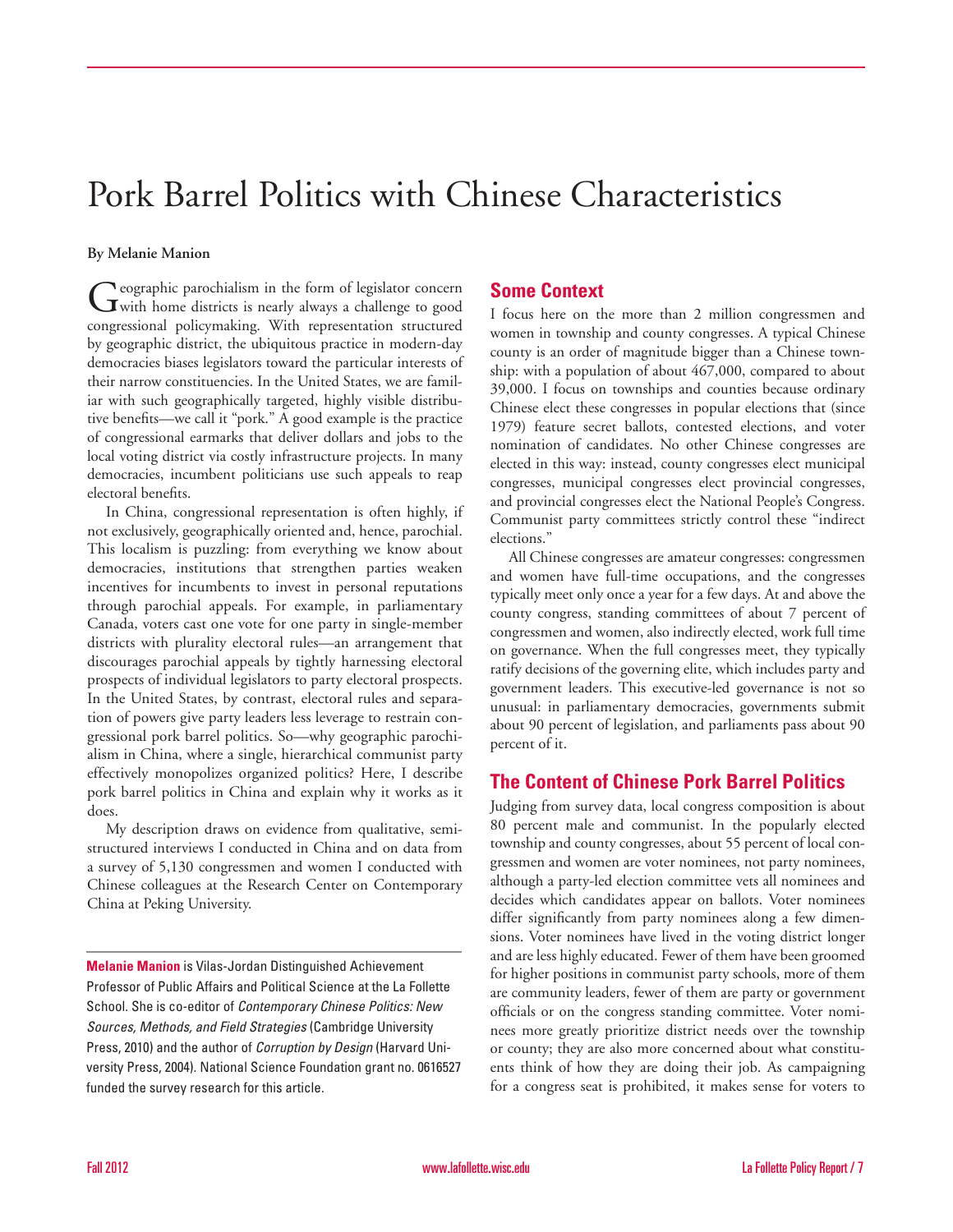# Pork Barrel Politics with Chinese Characteristics

**By Melanie Manion**

Geographic parochialism in the form of legislator concern with home districts is nearly always a challenge to good congressional policymaking. With representation structured by geographic district, the ubiquitous practice in modern-day democracies biases legislators toward the particular interests of their narrow constituencies. In the United States, we are familiar with such geographically targeted, highly visible distributive benefits—we call it "pork." A good example is the practice of congressional earmarks that deliver dollars and jobs to the local voting district via costly infrastructure projects. In many democracies, incumbent politicians use such appeals to reap electoral benefits.

In China, congressional representation is often highly, if not exclusively, geographically oriented and, hence, parochial. This localism is puzzling: from everything we know about democracies, institutions that strengthen parties weaken incentives for incumbents to invest in personal reputations through parochial appeals. For example, in parliamentary Canada, voters cast one vote for one party in single-member districts with plurality electoral rules—an arrangement that discourages parochial appeals by tightly harnessing electoral prospects of individual legislators to party electoral prospects. In the United States, by contrast, electoral rules and separation of powers give party leaders less leverage to restrain congressional pork barrel politics. So—why geographic parochialism in China, where a single, hierarchical communist party effectively monopolizes organized politics? Here, I describe pork barrel politics in China and explain why it works as it does.

My description draws on evidence from qualitative, semi-structured interviews I conducted in China and on data from a survey of 5,130 congressmen and women I conducted with Chinese colleagues at the Research Center on Contemporary China at Peking University.

**Melanie Manion** is Vilas-Jordan Distinguished Achievement Professor of Public Affairs and Political Science at the La Follette School. She is co-editor of *Contemporary Chinese Politics: New Sources, Methods, and Field Strategies* (Cambridge University Press, 2010) and the author of *Corruption by Design* (Harvard University Press, 2004). National Science Foundation grant no. 0616527 funded the survey research for this article.

## Some Context

I focus here on the more than 2 million congressmen and women in township and county congresses. A typical Chinese county is an order of magnitude bigger than a Chinese township: with a population of about 467,000, compared to about 39,000. I focus on townships and counties because ordinary Chinese elect these congresses in popular elections that (since 1979) feature secret ballots, contested elections, and voter nomination of candidates. No other Chinese congresses are elected in this way: instead, county congresses elect municipal congresses, municipal congresses elect provincial congresses, and provincial congresses elect the National People's Congress. Communist party committees strictly control these "indirect elections."

All Chinese congresses are amateur congresses: congressmen and women have full-time occupations, and the congresses typically meet only once a year for a few days. At and above the county congress, standing committees of about 7 percent of congressmen and women, also indirectly elected, work full time on governance. When the full congresses meet, they typically ratify decisions of the governing elite, which includes party and government leaders. This executive-led governance is not so unusual: in parliamentary democracies, governments submit about 90 percent of legislation, and parliaments pass about 90 percent of it.

## The Content of Chinese Pork Barrel Politics

Judging from survey data, local congress composition is about 80 percent male and communist. In the popularly elected township and county congresses, about 55 percent of local congressmen and women are voter nominees, not party nominees, although a party-led election committee vets all nominees and decides which candidates appear on ballots. Voter nominees differ significantly from party nominees along a few dimensions. Voter nominees have lived in the voting district longer and are less highly educated. Fewer of them have been groomed for higher positions in communist party schools, more of them are community leaders, fewer of them are party or government officials or on the congress standing committee. Voter nominees more greatly prioritize district needs over the township or county; they are also more concerned about what constituents think of how they are doing their job. As campaigning for a congress seat is prohibited, it makes sense for voters to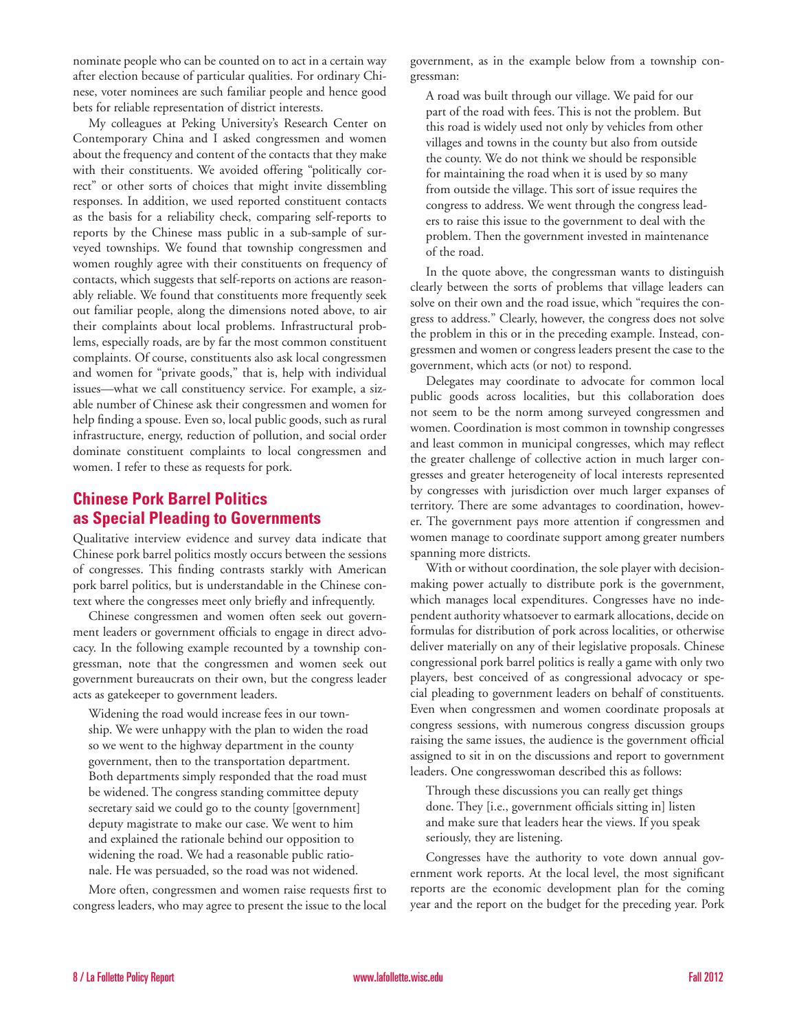nominate people who can be counted on to act in a certain way after election because of particular qualities. For ordinary Chinese, voter nominees are such familiar people and hence good bets for reliable representation of district interests.

My colleagues at Peking University's Research Center on Contemporary China and I asked congressmen and women about the frequency and content of the contacts that they make with their constituents. We avoided offering "politically correct" or other sorts of choices that might invite dissembling responses. In addition, we used reported constituent contacts as the basis for a reliability check, comparing self-reports to reports by the Chinese mass public in a sub-sample of surveyed townships. We found that township congressmen and women roughly agree with their constituents on frequency of contacts, which suggests that self-reports on actions are reasonably reliable. We found that constituents more frequently seek out familiar people, along the dimensions noted above, to air their complaints about local problems. Infrastructural problems, especially roads, are by far the most common constituent complaints. Of course, constituents also ask local congressmen and women for "private goods," that is, help with individual issues—what we call constituency service. For example, a sizable number of Chinese ask their congressmen and women for help finding a spouse. Even so, local public goods, such as rural infrastructure, energy, reduction of pollution, and social order dominate constituent complaints to local congressmen and women. I refer to these as requests for pork.

## Chinese Pork Barrel Politics as Special Pleading to Governments

Qualitative interview evidence and survey data indicate that Chinese pork barrel politics mostly occurs between the sessions of congresses. This finding contrasts starkly with American pork barrel politics, but is understandable in the Chinese context where the congresses meet only briefly and infrequently.

Chinese congressmen and women often seek out government leaders or government officials to engage in direct advocacy. In the following example recounted by a township congressman, note that the congressmen and women seek out government bureaucrats on their own, but the congress leader acts as gatekeeper to government leaders.

> Widening the road would increase fees in our township. We were unhappy with the plan to widen the road so we went to the highway department in the county government, then to the transportation department. Both departments simply responded that the road must be widened. The congress standing committee deputy secretary said we could go to the county [government] deputy magistrate to make our case. We went to him and explained the rationale behind our opposition to widening the road. We had a reasonable public rationale. He was persuaded, so the road was not widened.

More often, congressmen and women raise requests first to congress leaders, who may agree to present the issue to the local government, as in the example below from a township congressman:

> A road was built through our village. We paid for our part of the road with fees. This is not the problem. But this road is widely used not only by vehicles from other villages and towns in the county but also from outside the county. We do not think we should be responsible for maintaining the road when it is used by so many from outside the village. This sort of issue requires the congress to address. We went through the congress leaders to raise this issue to the government to deal with the problem. Then the government invested in maintenance of the road.

In the quote above, the congressman wants to distinguish clearly between the sorts of problems that village leaders can solve on their own and the road issue, which "requires the congress to address." Clearly, however, the congress does not solve the problem in this or in the preceding example. Instead, congressmen and women or congress leaders present the case to the government, which acts (or not) to respond.

Delegates may coordinate to advocate for common local public goods across localities, but this collaboration does not seem to be the norm among surveyed congressmen and women. Coordination is most common in township congresses and least common in municipal congresses, which may reflect the greater challenge of collective action in much larger congresses and greater heterogeneity of local interests represented by congresses with jurisdiction over much larger expanses of territory. There are some advantages to coordination, however. The government pays more attention if congressmen and women manage to coordinate support among greater numbers spanning more districts.

With or without coordination, the sole player with decision-making power actually to distribute pork is the government, which manages local expenditures. Congresses have no independent authority whatsoever to earmark allocations, decide on formulas for distribution of pork across localities, or otherwise deliver materially on any of their legislative proposals. Chinese congressional pork barrel politics is really a game with only two players, best conceived of as congressional advocacy or special pleading to government leaders on behalf of constituents. Even when congressmen and women coordinate proposals at congress sessions, with numerous congress discussion groups raising the same issues, the audience is the government official assigned to sit in on the discussions and report to government leaders. One congresswoman described this as follows:

> Through these discussions you can really get things done. They [i.e., government officials sitting in] listen and make sure that leaders hear the views. If you speak seriously, they are listening.

Congresses have the authority to vote down annual government work reports. At the local level, the most significant reports are the economic development plan for the coming year and the report on the budget for the preceding year. Pork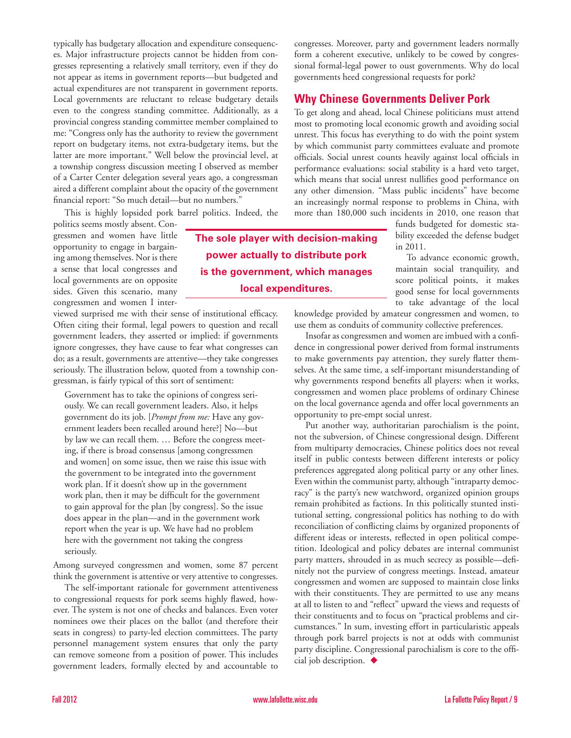typically has budgetary allocation and expenditure consequences. Major infrastructure projects cannot be hidden from congresses representing a relatively small territory, even if they do not appear as items in government reports—but budgeted and actual expenditures are not transparent in government reports. Local governments are reluctant to release budgetary details even to the congress standing committee. Additionally, as a provincial congress standing committee member complained to me: "Congress only has the authority to review the government report on budgetary items, not extra-budgetary items, but the latter are more important." Well below the provincial level, at a township congress discussion meeting I observed as member of a Carter Center delegation several years ago, a congressman aired a different complaint about the opacity of the government financial report: "So much detail—but no numbers."

This is highly lopsided pork barrel politics. Indeed, the politics seems mostly absent. Congressmen and women have little opportunity to engage in bargaining among themselves. Nor is there a sense that local congresses and local governments are on opposite sides. Given this scenario, many congressmen and women I interviewed surprised me with their sense of institutional efficacy. Often citing their formal, legal powers to question and recall government leaders, they asserted or implied: if governments ignore congresses, they have cause to fear what congresses can do; as a result, governments are attentive—they take congresses seriously. The illustration below, quoted from a township congressman, is fairly typical of this sort of sentiment:

> Government has to take the opinions of congress seriously. We can recall government leaders. Also, it helps government do its job. [*Prompt from me:* Have any government leaders been recalled around here?] No—but by law we can recall them. … Before the congress meeting, if there is broad consensus [among congressmen and women] on some issue, then we raise this issue with the government to be integrated into the government work plan. If it doesn't show up in the government work plan, then it may be difficult for the government to gain approval for the plan [by congress]. So the issue does appear in the plan—and in the government work report when the year is up. We have had no problem here with the government not taking the congress seriously.

Among surveyed congressmen and women, some 87 percent think the government is attentive or very attentive to congresses.

The self-important rationale for government attentiveness to congressional requests for pork seems highly flawed, however. The system is not one of checks and balances. Even voter nominees owe their places on the ballot (and therefore their seats in congress) to party-led election committees. The party personnel management system ensures that only the party can remove someone from a position of power. This includes government leaders, formally elected by and accountable to congresses. Moreover, party and government leaders normally form a coherent executive, unlikely to be cowed by congressional formal-legal power to oust governments. Why do local governments heed congressional requests for pork?

**The sole player with decision-making power actually to distribute pork is the government, which manages local expenditures.**

## Why Chinese Governments Deliver Pork

To get along and ahead, local Chinese politicians must attend most to promoting local economic growth and avoiding social unrest. This focus has everything to do with the point system by which communist party committees evaluate and promote officials. Social unrest counts heavily against local officials in performance evaluations: social stability is a hard veto target, which means that social unrest nullifies good performance on any other dimension. "Mass public incidents" have become an increasingly normal response to problems in China, with more than 180,000 such incidents in 2010, one reason that funds budgeted for domestic stability exceeded the defense budget in 2011.

To advance economic growth, maintain social tranquility, and score political points, it makes good sense for local governments to take advantage of the local knowledge provided by amateur congressmen and women, to use them as conduits of community collective preferences.

Insofar as congressmen and women are imbued with a confidence in congressional power derived from formal instruments to make governments pay attention, they surely flatter themselves. At the same time, a self-important misunderstanding of why governments respond benefits all players: when it works, congressmen and women place problems of ordinary Chinese on the local governance agenda and offer local governments an opportunity to pre-empt social unrest.

Put another way, authoritarian parochialism is the point, not the subversion, of Chinese congressional design. Different from multiparty democracies, Chinese politics does not reveal itself in public contests between different interests or policy preferences aggregated along political party or any other lines. Even within the communist party, although "intraparty democracy" is the party's new watchword, organized opinion groups remain prohibited as factions. In this politically stunted institutional setting, congressional politics has nothing to do with reconciliation of conflicting claims by organized proponents of different ideas or interests, reflected in open political competition. Ideological and policy debates are internal communist party matters, shrouded in as much secrecy as possible—definitely not the purview of congress meetings. Instead, amateur congressmen and women are supposed to maintain close links with their constituents. They are permitted to use any means at all to listen to and "reflect" upward the views and requests of their constituents and to focus on "practical problems and circumstances." In sum, investing effort in particularistic appeals through pork barrel projects is not at odds with communist party discipline. Congressional parochialism is core to the official job description. ◆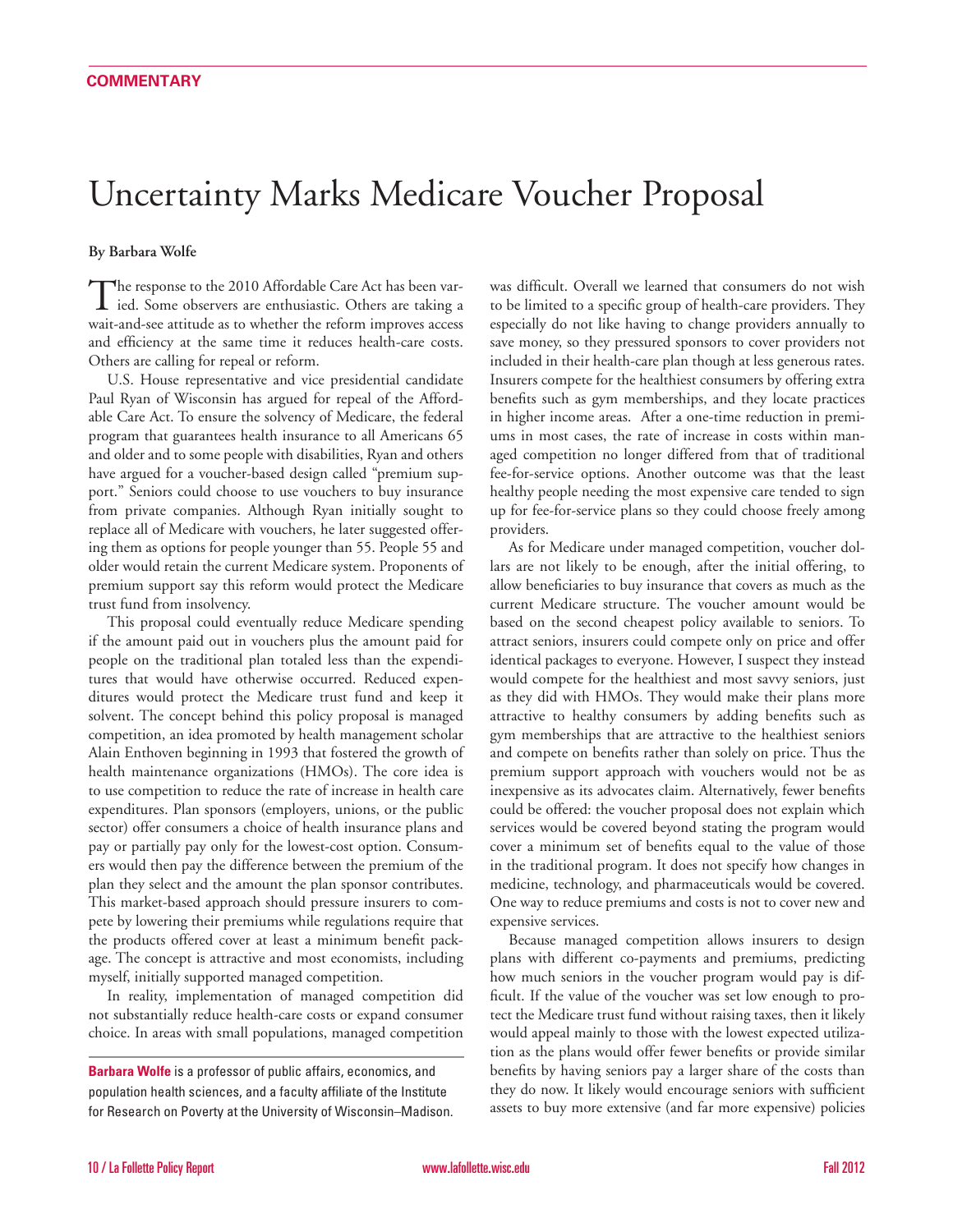**COMMENTARY**

# Uncertainty Marks Medicare Voucher Proposal

**By Barbara Wolfe**

The response to the 2010 Affordable Care Act has been varied. Some observers are enthusiastic. Others are taking a wait-and-see attitude as to whether the reform improves access and efficiency at the same time it reduces health-care costs. Others are calling for repeal or reform.

U.S. House representative and vice presidential candidate Paul Ryan of Wisconsin has argued for repeal of the Affordable Care Act. To ensure the solvency of Medicare, the federal program that guarantees health insurance to all Americans 65 and older and to some people with disabilities, Ryan and others have argued for a voucher-based design called "premium support." Seniors could choose to use vouchers to buy insurance from private companies. Although Ryan initially sought to replace all of Medicare with vouchers, he later suggested offering them as options for people younger than 55. People 55 and older would retain the current Medicare system. Proponents of premium support say this reform would protect the Medicare trust fund from insolvency.

This proposal could eventually reduce Medicare spending if the amount paid out in vouchers plus the amount paid for people on the traditional plan totaled less than the expenditures that would have otherwise occurred. Reduced expenditures would protect the Medicare trust fund and keep it solvent. The concept behind this policy proposal is managed competition, an idea promoted by health management scholar Alain Enthoven beginning in 1993 that fostered the growth of health maintenance organizations (HMOs). The core idea is to use competition to reduce the rate of increase in health care expenditures. Plan sponsors (employers, unions, or the public sector) offer consumers a choice of health insurance plans and pay or partially pay only for the lowest-cost option. Consumers would then pay the difference between the premium of the plan they select and the amount the plan sponsor contributes. This market-based approach should pressure insurers to compete by lowering their premiums while regulations require that the products offered cover at least a minimum benefit package. The concept is attractive and most economists, including myself, initially supported managed competition.

In reality, implementation of managed competition did not substantially reduce health-care costs or expand consumer choice. In areas with small populations, managed competition was difficult. Overall we learned that consumers do not wish to be limited to a specific group of health-care providers. They especially do not like having to change providers annually to save money, so they pressured sponsors to cover providers not included in their health-care plan though at less generous rates. Insurers compete for the healthiest consumers by offering extra benefits such as gym memberships, and they locate practices in higher income areas. After a one-time reduction in premiums in most cases, the rate of increase in costs within managed competition no longer differed from that of traditional fee-for-service options. Another outcome was that the least healthy people needing the most expensive care tended to sign up for fee-for-service plans so they could choose freely among providers.

As for Medicare under managed competition, voucher dollars are not likely to be enough, after the initial offering, to allow beneficiaries to buy insurance that covers as much as the current Medicare structure. The voucher amount would be based on the second cheapest policy available to seniors. To attract seniors, insurers could compete only on price and offer identical packages to everyone. However, I suspect they instead would compete for the healthiest and most savvy seniors, just as they did with HMOs. They would make their plans more attractive to healthy consumers by adding benefits such as gym memberships that are attractive to the healthiest seniors and compete on benefits rather than solely on price. Thus the premium support approach with vouchers would not be as inexpensive as its advocates claim. Alternatively, fewer benefits could be offered: the voucher proposal does not explain which services would be covered beyond stating the program would cover a minimum set of benefits equal to the value of those in the traditional program. It does not specify how changes in medicine, technology, and pharmaceuticals would be covered. One way to reduce premiums and costs is not to cover new and expensive services.

Because managed competition allows insurers to design plans with different co-payments and premiums, predicting how much seniors in the voucher program would pay is difficult. If the value of the voucher was set low enough to protect the Medicare trust fund without raising taxes, then it likely would appeal mainly to those with the lowest expected utilization as the plans would offer fewer benefits or provide similar benefits by having seniors pay a larger share of the costs than they do now. It likely would encourage seniors with sufficient assets to buy more extensive (and far more expensive) policies

---

**Barbara Wolfe** is a professor of public affairs, economics, and population health sciences, and a faculty affiliate of the Institute for Research on Poverty at the University of Wisconsin–Madison.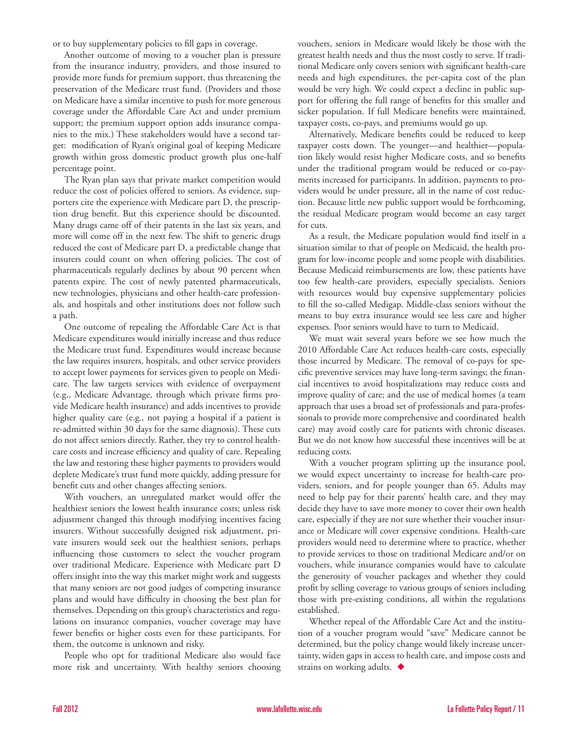or to buy supplementary policies to fill gaps in coverage.

Another outcome of moving to a voucher plan is pressure from the insurance industry, providers, and those insured to provide more funds for premium support, thus threatening the preservation of the Medicare trust fund. (Providers and those on Medicare have a similar incentive to push for more generous coverage under the Affordable Care Act and under premium support; the premium support option adds insurance companies to the mix.) These stakeholders would have a second target: modification of Ryan's original goal of keeping Medicare growth within gross domestic product growth plus one-half percentage point.

The Ryan plan says that private market competition would reduce the cost of policies offered to seniors. As evidence, supporters cite the experience with Medicare part D, the prescription drug benefit. But this experience should be discounted. Many drugs came off of their patents in the last six years, and more will come off in the next few. The shift to generic drugs reduced the cost of Medicare part D, a predictable change that insurers could count on when offering policies. The cost of pharmaceuticals regularly declines by about 90 percent when patents expire. The cost of newly patented pharmaceuticals, new technologies, physicians and other health-care professionals, and hospitals and other institutions does not follow such a path.

One outcome of repealing the Affordable Care Act is that Medicare expenditures would initially increase and thus reduce the Medicare trust fund. Expenditures would increase because the law requires insurers, hospitals, and other service providers to accept lower payments for services given to people on Medicare. The law targets services with evidence of overpayment (e.g., Medicare Advantage, through which private firms provide Medicare health insurance) and adds incentives to provide higher quality care (e.g., not paying a hospital if a patient is re-admitted within 30 days for the same diagnosis). These cuts do not affect seniors directly. Rather, they try to control health-care costs and increase efficiency and quality of care. Repealing the law and restoring these higher payments to providers would deplete Medicare's trust fund more quickly, adding pressure for benefit cuts and other changes affecting seniors.

With vouchers, an unregulated market would offer the healthiest seniors the lowest health insurance costs; unless risk adjustment changed this through modifying incentives facing insurers. Without successfully designed risk adjustment, private insurers would seek out the healthiest seniors, perhaps influencing those customers to select the voucher program over traditional Medicare. Experience with Medicare part D offers insight into the way this market might work and suggests that many seniors are not good judges of competing insurance plans and would have difficulty in choosing the best plan for themselves. Depending on this group's characteristics and regulations on insurance companies, voucher coverage may have fewer benefits or higher costs even for these participants. For them, the outcome is unknown and risky.

People who opt for traditional Medicare also would face more risk and uncertainty. With healthy seniors choosing vouchers, seniors in Medicare would likely be those with the greatest health needs and thus the most costly to serve. If traditional Medicare only covers seniors with significant health-care needs and high expenditures, the per-capita cost of the plan would be very high. We could expect a decline in public support for offering the full range of benefits for this smaller and sicker population. If full Medicare benefits were maintained, taxpayer costs, co-pays, and premiums would go up.

Alternatively, Medicare benefits could be reduced to keep taxpayer costs down. The younger—and healthier—population likely would resist higher Medicare costs, and so benefits under the traditional program would be reduced or co-payments increased for participants. In addition, payments to providers would be under pressure, all in the name of cost reduction. Because little new public support would be forthcoming, the residual Medicare program would become an easy target for cuts.

As a result, the Medicare population would find itself in a situation similar to that of people on Medicaid, the health program for low-income people and some people with disabilities. Because Medicaid reimbursements are low, these patients have too few health-care providers, especially specialists. Seniors with resources would buy expensive supplementary policies to fill the so-called Medigap. Middle-class seniors without the means to buy extra insurance would see less care and higher expenses. Poor seniors would have to turn to Medicaid.

We must wait several years before we see how much the 2010 Affordable Care Act reduces health-care costs, especially those incurred by Medicare. The removal of co-pays for specific preventive services may have long-term savings; the financial incentives to avoid hospitalizations may reduce costs and improve quality of care; and the use of medical homes (a team approach that uses a broad set of professionals and para-professionals to provide more comprehensive and coordinated health care) may avoid costly care for patients with chronic diseases. But we do not know how successful these incentives will be at reducing costs.

With a voucher program splitting up the insurance pool, we would expect uncertainty to increase for health-care providers, seniors, and for people younger than 65. Adults may need to help pay for their parents' health care, and they may decide they have to save more money to cover their own health care, especially if they are not sure whether their voucher insurance or Medicare will cover expensive conditions. Health-care providers would need to determine where to practice, whether to provide services to those on traditional Medicare and/or on vouchers, while insurance companies would have to calculate the generosity of voucher packages and whether they could profit by selling coverage to various groups of seniors including those with pre-existing conditions, all within the regulations established.

Whether repeal of the Affordable Care Act and the institution of a voucher program would "save" Medicare cannot be determined, but the policy change would likely increase uncertainty, widen gaps in access to health care, and impose costs and strains on working adults. ◆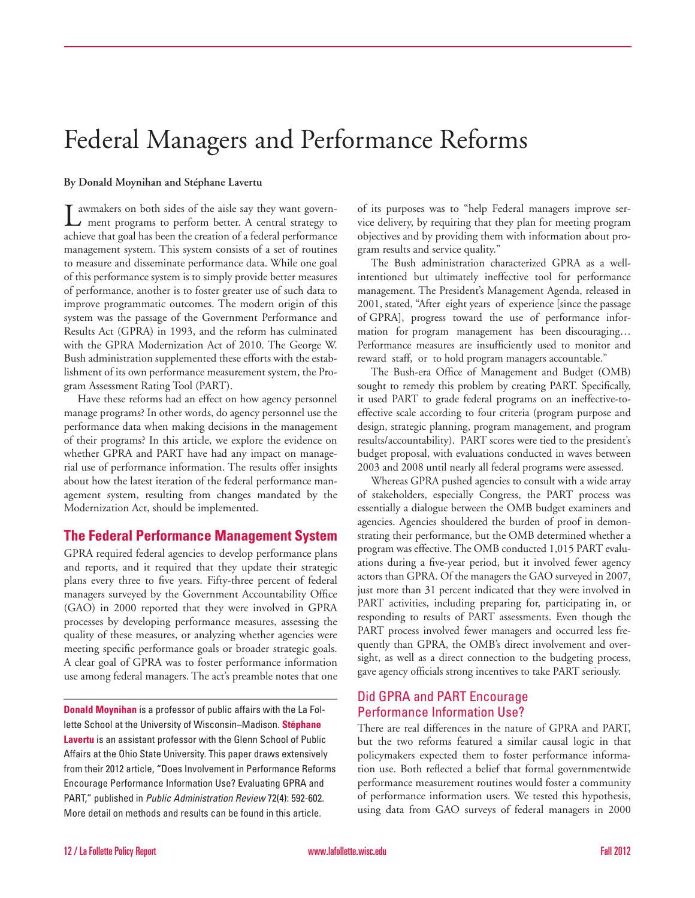# Federal Managers and Performance Reforms

**By Donald Moynihan and Stéphane Lavertu**

Lawmakers on both sides of the aisle say they want government programs to perform better. A central strategy to achieve that goal has been the creation of a federal performance management system. This system consists of a set of routines to measure and disseminate performance data. While one goal of this performance system is to simply provide better measures of performance, another is to foster greater use of such data to improve programmatic outcomes. The modern origin of this system was the passage of the Government Performance and Results Act (GPRA) in 1993, and the reform has culminated with the GPRA Modernization Act of 2010. The George W. Bush administration supplemented these efforts with the establishment of its own performance measurement system, the Program Assessment Rating Tool (PART).

Have these reforms had an effect on how agency personnel manage programs? In other words, do agency personnel use the performance data when making decisions in the management of their programs? In this article, we explore the evidence on whether GPRA and PART have had any impact on managerial use of performance information. The results offer insights about how the latest iteration of the federal performance management system, resulting from changes mandated by the Modernization Act, should be implemented.

## The Federal Performance Management System

GPRA required federal agencies to develop performance plans and reports, and it required that they update their strategic plans every three to five years. Fifty-three percent of federal managers surveyed by the Government Accountability Office (GAO) in 2000 reported that they were involved in GPRA processes by developing performance measures, assessing the quality of these measures, or analyzing whether agencies were meeting specific performance goals or broader strategic goals. A clear goal of GPRA was to foster performance information use among federal managers. The act's preamble notes that one of its purposes was to "help Federal managers improve service delivery, by requiring that they plan for meeting program objectives and by providing them with information about program results and service quality."

The Bush administration characterized GPRA as a well-intentioned but ultimately ineffective tool for performance management. The President's Management Agenda, released in 2001, stated, "After eight years of experience [since the passage of GPRA], progress toward the use of performance information for program management has been discouraging… Performance measures are insufficiently used to monitor and reward staff, or to hold program managers accountable."

The Bush-era Office of Management and Budget (OMB) sought to remedy this problem by creating PART. Specifically, it used PART to grade federal programs on an ineffective-to-effective scale according to four criteria (program purpose and design, strategic planning, program management, and program results/accountability). PART scores were tied to the president's budget proposal, with evaluations conducted in waves between 2003 and 2008 until nearly all federal programs were assessed.

Whereas GPRA pushed agencies to consult with a wide array of stakeholders, especially Congress, the PART process was essentially a dialogue between the OMB budget examiners and agencies. Agencies shouldered the burden of proof in demonstrating their performance, but the OMB determined whether a program was effective. The OMB conducted 1,015 PART evaluations during a five-year period, but it involved fewer agency actors than GPRA. Of the managers the GAO surveyed in 2007, just more than 31 percent indicated that they were involved in PART activities, including preparing for, participating in, or responding to results of PART assessments. Even though the PART process involved fewer managers and occurred less frequently than GPRA, the OMB's direct involvement and oversight, as well as a direct connection to the budgeting process, gave agency officials strong incentives to take PART seriously.

## Did GPRA and PART Encourage Performance Information Use?

There are real differences in the nature of GPRA and PART, but the two reforms featured a similar causal logic in that policymakers expected them to foster performance information use. Both reflected a belief that formal governmentwide performance measurement routines would foster a community of performance information users. We tested this hypothesis, using data from GAO surveys of federal managers in 2000

---

**Donald Moynihan** is a professor of public affairs with the La Follette School at the University of Wisconsin–Madison. **Stéphane Lavertu** is an assistant professor with the Glenn School of Public Affairs at the Ohio State University. This paper draws extensively from their 2012 article, "Does Involvement in Performance Reforms Encourage Performance Information Use? Evaluating GPRA and PART," published in *Public Administration Review* 72(4): 592-602. More detail on methods and results can be found in this article.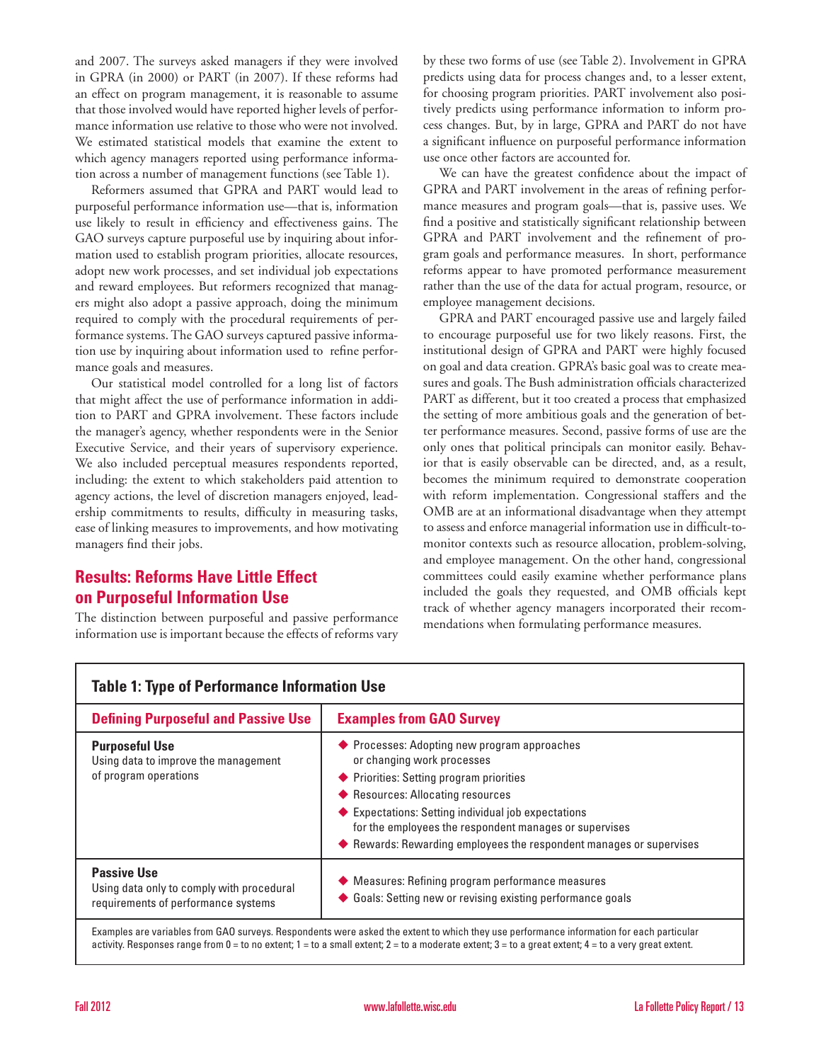and 2007. The surveys asked managers if they were involved in GPRA (in 2000) or PART (in 2007). If these reforms had an effect on program management, it is reasonable to assume that those involved would have reported higher levels of performance information use relative to those who were not involved. We estimated statistical models that examine the extent to which agency managers reported using performance information across a number of management functions (see Table 1).

Reformers assumed that GPRA and PART would lead to purposeful performance information use—that is, information use likely to result in efficiency and effectiveness gains. The GAO surveys capture purposeful use by inquiring about information used to establish program priorities, allocate resources, adopt new work processes, and set individual job expectations and reward employees. But reformers recognized that managers might also adopt a passive approach, doing the minimum required to comply with the procedural requirements of performance systems. The GAO surveys captured passive information use by inquiring about information used to refine performance goals and measures.

Our statistical model controlled for a long list of factors that might affect the use of performance information in addition to PART and GPRA involvement. These factors include the manager's agency, whether respondents were in the Senior Executive Service, and their years of supervisory experience. We also included perceptual measures respondents reported, including: the extent to which stakeholders paid attention to agency actions, the level of discretion managers enjoyed, leadership commitments to results, difficulty in measuring tasks, ease of linking measures to improvements, and how motivating managers find their jobs.

## Results: Reforms Have Little Effect on Purposeful Information Use

The distinction between purposeful and passive performance information use is important because the effects of reforms vary by these two forms of use (see Table 2). Involvement in GPRA predicts using data for process changes and, to a lesser extent, for choosing program priorities. PART involvement also positively predicts using performance information to inform process changes. But, by in large, GPRA and PART do not have a significant influence on purposeful performance information use once other factors are accounted for.

We can have the greatest confidence about the impact of GPRA and PART involvement in the areas of refining performance measures and program goals—that is, passive uses. We find a positive and statistically significant relationship between GPRA and PART involvement and the refinement of program goals and performance measures. In short, performance reforms appear to have promoted performance measurement rather than the use of the data for actual program, resource, or employee management decisions.

GPRA and PART encouraged passive use and largely failed to encourage purposeful use for two likely reasons. First, the institutional design of GPRA and PART were highly focused on goal and data creation. GPRA's basic goal was to create measures and goals. The Bush administration officials characterized PART as different, but it too created a process that emphasized the setting of more ambitious goals and the generation of better performance measures. Second, passive forms of use are the only ones that political principals can monitor easily. Behavior that is easily observable can be directed, and, as a result, becomes the minimum required to demonstrate cooperation with reform implementation. Congressional staffers and the OMB are at an informational disadvantage when they attempt to assess and enforce managerial information use in difficult-to-monitor contexts such as resource allocation, problem-solving, and employee management. On the other hand, congressional committees could easily examine whether performance plans included the goals they requested, and OMB officials kept track of whether agency managers incorporated their recommendations when formulating performance measures.

**Table 1: Type of Performance Information Use**

| Defining Purposeful and Passive Use | Examples from GAO Survey |
|---|---|
| **Purposeful Use**<br>Using data to improve the management of program operations | ◆ Processes: Adopting new program approaches or changing work processes<br>◆ Priorities: Setting program priorities<br>◆ Resources: Allocating resources<br>◆ Expectations: Setting individual job expectations for the employees the respondent manages or supervises<br>◆ Rewards: Rewarding employees the respondent manages or supervises |
| **Passive Use**<br>Using data only to comply with procedural requirements of performance systems | ◆ Measures: Refining program performance measures<br>◆ Goals: Setting new or revising existing performance goals |

Examples are variables from GAO surveys. Respondents were asked the extent to which they use performance information for each particular activity. Responses range from 0 = to no extent; 1 = to a small extent; 2 = to a moderate extent; 3 = to a great extent; 4 = to a very great extent.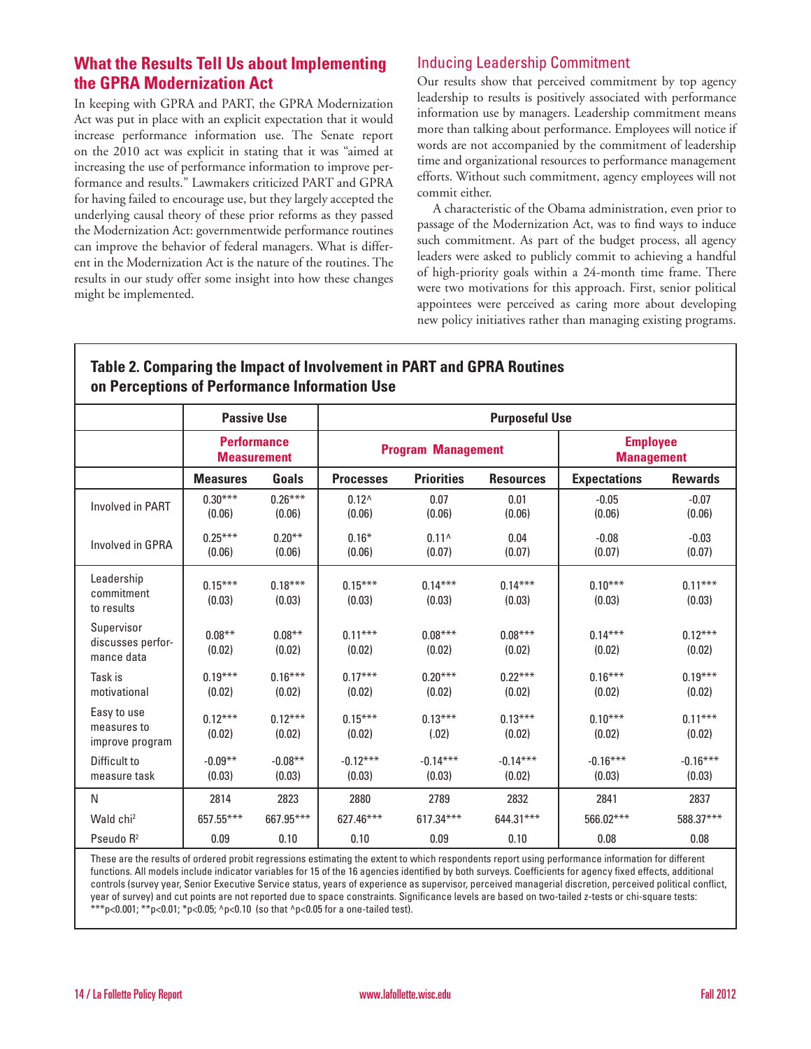## What the Results Tell Us about Implementing the GPRA Modernization Act

In keeping with GPRA and PART, the GPRA Modernization Act was put in place with an explicit expectation that it would increase performance information use. The Senate report on the 2010 act was explicit in stating that it was "aimed at increasing the use of performance information to improve performance and results." Lawmakers criticized PART and GPRA for having failed to encourage use, but they largely accepted the underlying causal theory of these prior reforms as they passed the Modernization Act: governmentwide performance routines can improve the behavior of federal managers. What is different in the Modernization Act is the nature of the routines. The results in our study offer some insight into how these changes might be implemented.

### Inducing Leadership Commitment

Our results show that perceived commitment by top agency leadership to results is positively associated with performance information use by managers. Leadership commitment means more than talking about performance. Employees will notice if words are not accompanied by the commitment of leadership time and organizational resources to performance management efforts. Without such commitment, agency employees will not commit either.

A characteristic of the Obama administration, even prior to passage of the Modernization Act, was to find ways to induce such commitment. As part of the budget process, all agency leaders were asked to publicly commit to achieving a handful of high-priority goals within a 24-month time frame. There were two motivations for this approach. First, senior political appointees were perceived as caring more about developing new policy initiatives rather than managing existing programs.

**Table 2. Comparing the Impact of Involvement in PART and GPRA Routines on Perceptions of Performance Information Use**

| | Passive Use | | Purposeful Use | | | | |
|---|---|---|---|---|---|---|---|
| | Performance Measurement | | Program Management | | | Employee Management | |
| | **Measures** | **Goals** | **Processes** | **Priorities** | **Resources** | **Expectations** | **Rewards** |
| Involved in PART | 0.30***<br>(0.06) | 0.26***<br>(0.06) | 0.12^<br>(0.06) | 0.07<br>(0.06) | 0.01<br>(0.06) | -0.05<br>(0.06) | -0.07<br>(0.06) |
| Involved in GPRA | 0.25***<br>(0.06) | 0.20**<br>(0.06) | 0.16*<br>(0.06) | 0.11^<br>(0.07) | 0.04<br>(0.07) | -0.08<br>(0.07) | -0.03<br>(0.07) |
| Leadership commitment to results | 0.15***<br>(0.03) | 0.18***<br>(0.03) | 0.15***<br>(0.03) | 0.14***<br>(0.03) | 0.14***<br>(0.03) | 0.10***<br>(0.03) | 0.11***<br>(0.03) |
| Supervisor discusses performance data | 0.08**<br>(0.02) | 0.08**<br>(0.02) | 0.11***<br>(0.02) | 0.08***<br>(0.02) | 0.08***<br>(0.02) | 0.14***<br>(0.02) | 0.12***<br>(0.02) |
| Task is motivational | 0.19***<br>(0.02) | 0.16***<br>(0.02) | 0.17***<br>(0.02) | 0.20***<br>(0.02) | 0.22***<br>(0.02) | 0.16***<br>(0.02) | 0.19***<br>(0.02) |
| Easy to use measures to improve program | 0.12***<br>(0.02) | 0.12***<br>(0.02) | 0.15***<br>(0.02) | 0.13***<br>(.02) | 0.13***<br>(0.02) | 0.10***<br>(0.02) | 0.11***<br>(0.02) |
| Difficult to measure task | -0.09**<br>(0.03) | -0.08**<br>(0.03) | -0.12***<br>(0.03) | -0.14***<br>(0.03) | -0.14***<br>(0.02) | -0.16***<br>(0.03) | -0.16***<br>(0.03) |
| N | 2814 | 2823 | 2880 | 2789 | 2832 | 2841 | 2837 |
| Wald chi$^2$ | 657.55*** | 667.95*** | 627.46*** | 617.34*** | 644.31*** | 566.02*** | 588.37*** |
| Pseudo $R^2$ | 0.09 | 0.10 | 0.10 | 0.09 | 0.10 | 0.08 | 0.08 |

These are the results of ordered probit regressions estimating the extent to which respondents report using performance information for different functions. All models include indicator variables for 15 of the 16 agencies identified by both surveys. Coefficients for agency fixed effects, additional controls (survey year, Senior Executive Service status, years of experience as supervisor, perceived managerial discretion, perceived political conflict, year of survey) and cut points are not reported due to space constraints. Significance levels are based on two-tailed z-tests or chi-square tests: ***p<0.001; **p<0.01; *p<0.05; ^p<0.10 (so that ^p<0.05 for a one-tailed test).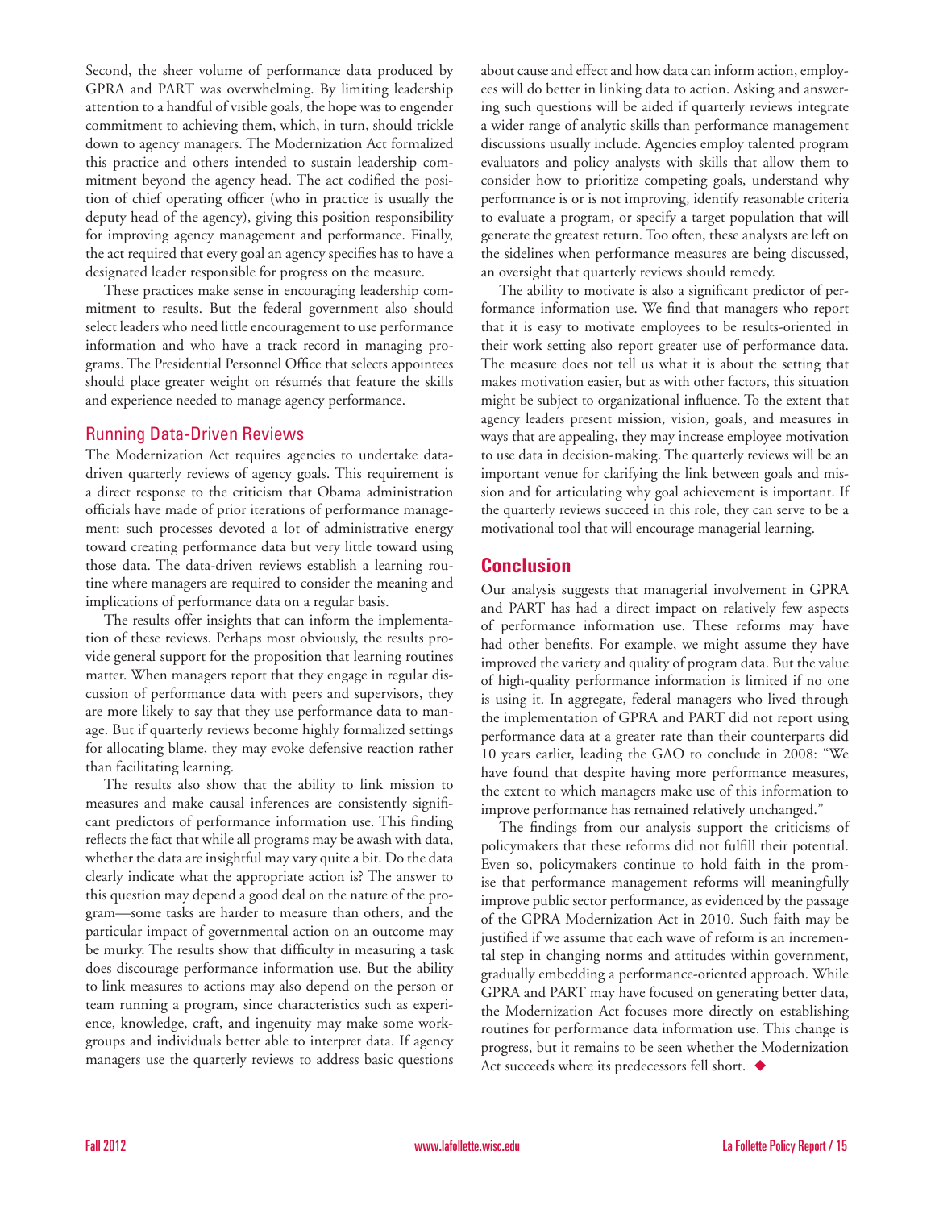Second, the sheer volume of performance data produced by GPRA and PART was overwhelming. By limiting leadership attention to a handful of visible goals, the hope was to engender commitment to achieving them, which, in turn, should trickle down to agency managers. The Modernization Act formalized this practice and others intended to sustain leadership commitment beyond the agency head. The act codified the position of chief operating officer (who in practice is usually the deputy head of the agency), giving this position responsibility for improving agency management and performance. Finally, the act required that every goal an agency specifies has to have a designated leader responsible for progress on the measure.

These practices make sense in encouraging leadership commitment to results. But the federal government also should select leaders who need little encouragement to use performance information and who have a track record in managing programs. The Presidential Personnel Office that selects appointees should place greater weight on résumés that feature the skills and experience needed to manage agency performance.

### Running Data-Driven Reviews

The Modernization Act requires agencies to undertake data-driven quarterly reviews of agency goals. This requirement is a direct response to the criticism that Obama administration officials have made of prior iterations of performance management: such processes devoted a lot of administrative energy toward creating performance data but very little toward using those data. The data-driven reviews establish a learning routine where managers are required to consider the meaning and implications of performance data on a regular basis.

The results offer insights that can inform the implementation of these reviews. Perhaps most obviously, the results provide general support for the proposition that learning routines matter. When managers report that they engage in regular discussion of performance data with peers and supervisors, they are more likely to say that they use performance data to manage. But if quarterly reviews become highly formalized settings for allocating blame, they may evoke defensive reaction rather than facilitating learning.

The results also show that the ability to link mission to measures and make causal inferences are consistently significant predictors of performance information use. This finding reflects the fact that while all programs may be awash with data, whether the data are insightful may vary quite a bit. Do the data clearly indicate what the appropriate action is? The answer to this question may depend a good deal on the nature of the program—some tasks are harder to measure than others, and the particular impact of governmental action on an outcome may be murky. The results show that difficulty in measuring a task does discourage performance information use. But the ability to link measures to actions may also depend on the person or team running a program, since characteristics such as experience, knowledge, craft, and ingenuity may make some workgroups and individuals better able to interpret data. If agency managers use the quarterly reviews to address basic questions about cause and effect and how data can inform action, employees will do better in linking data to action. Asking and answering such questions will be aided if quarterly reviews integrate a wider range of analytic skills than performance management discussions usually include. Agencies employ talented program evaluators and policy analysts with skills that allow them to consider how to prioritize competing goals, understand why performance is or is not improving, identify reasonable criteria to evaluate a program, or specify a target population that will generate the greatest return. Too often, these analysts are left on the sidelines when performance measures are being discussed, an oversight that quarterly reviews should remedy.

The ability to motivate is also a significant predictor of performance information use. We find that managers who report that it is easy to motivate employees to be results-oriented in their work setting also report greater use of performance data. The measure does not tell us what it is about the setting that makes motivation easier, but as with other factors, this situation might be subject to organizational influence. To the extent that agency leaders present mission, vision, goals, and measures in ways that are appealing, they may increase employee motivation to use data in decision-making. The quarterly reviews will be an important venue for clarifying the link between goals and mission and for articulating why goal achievement is important. If the quarterly reviews succeed in this role, they can serve to be a motivational tool that will encourage managerial learning.

## Conclusion

Our analysis suggests that managerial involvement in GPRA and PART has had a direct impact on relatively few aspects of performance information use. These reforms may have had other benefits. For example, we might assume they have improved the variety and quality of program data. But the value of high-quality performance information is limited if no one is using it. In aggregate, federal managers who lived through the implementation of GPRA and PART did not report using performance data at a greater rate than their counterparts did 10 years earlier, leading the GAO to conclude in 2008: "We have found that despite having more performance measures, the extent to which managers make use of this information to improve performance has remained relatively unchanged."

The findings from our analysis support the criticisms of policymakers that these reforms did not fulfill their potential. Even so, policymakers continue to hold faith in the promise that performance management reforms will meaningfully improve public sector performance, as evidenced by the passage of the GPRA Modernization Act in 2010. Such faith may be justified if we assume that each wave of reform is an incremental step in changing norms and attitudes within government, gradually embedding a performance-oriented approach. While GPRA and PART may have focused on generating better data, the Modernization Act focuses more directly on establishing routines for performance data information use. This change is progress, but it remains to be seen whether the Modernization Act succeeds where its predecessors fell short. ◆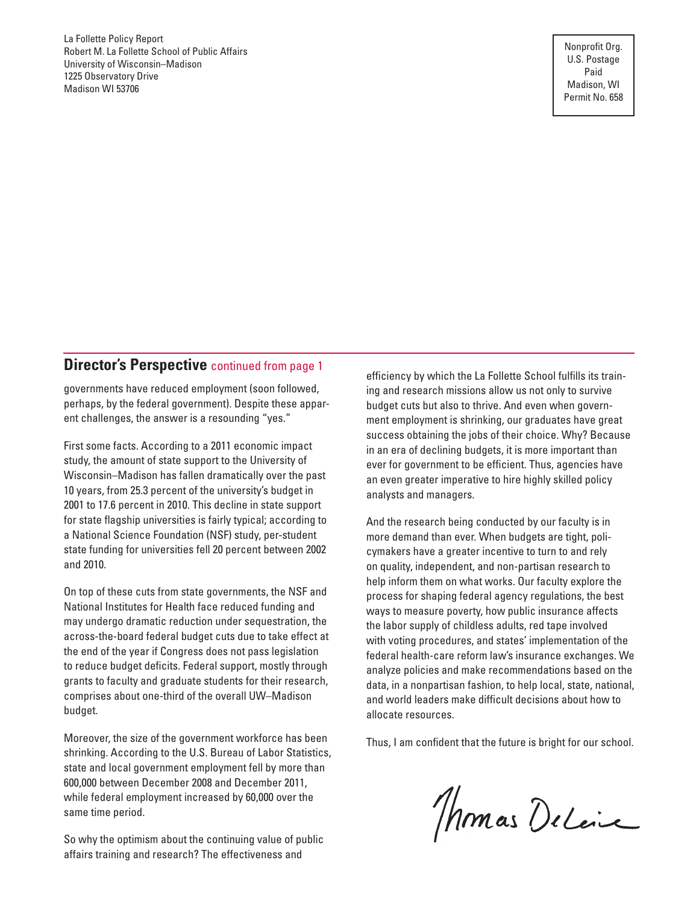La Follette Policy Report
Robert M. La Follette School of Public Affairs
University of Wisconsin–Madison
1225 Observatory Drive
Madison WI 53706

Nonprofit Org.
U.S. Postage
Paid
Madison, WI
Permit No. 658

## Director's Perspective continued from page 1

governments have reduced employment (soon followed, perhaps, by the federal government). Despite these apparent challenges, the answer is a resounding "yes."

First some facts. According to a 2011 economic impact study, the amount of state support to the University of Wisconsin–Madison has fallen dramatically over the past 10 years, from 25.3 percent of the university's budget in 2001 to 17.6 percent in 2010. This decline in state support for state flagship universities is fairly typical; according to a National Science Foundation (NSF) study, per-student state funding for universities fell 20 percent between 2002 and 2010.

On top of these cuts from state governments, the NSF and National Institutes for Health face reduced funding and may undergo dramatic reduction under sequestration, the across-the-board federal budget cuts due to take effect at the end of the year if Congress does not pass legislation to reduce budget deficits. Federal support, mostly through grants to faculty and graduate students for their research, comprises about one-third of the overall UW–Madison budget.

Moreover, the size of the government workforce has been shrinking. According to the U.S. Bureau of Labor Statistics, state and local government employment fell by more than 600,000 between December 2008 and December 2011, while federal employment increased by 60,000 over the same time period.

So why the optimism about the continuing value of public affairs training and research? The effectiveness and efficiency by which the La Follette School fulfills its training and research missions allow us not only to survive budget cuts but also to thrive. And even when government employment is shrinking, our graduates have great success obtaining the jobs of their choice. Why? Because in an era of declining budgets, it is more important than ever for government to be efficient. Thus, agencies have an even greater imperative to hire highly skilled policy analysts and managers.

And the research being conducted by our faculty is in more demand than ever. When budgets are tight, policymakers have a greater incentive to turn to and rely on quality, independent, and non-partisan research to help inform them on what works. Our faculty explore the process for shaping federal agency regulations, the best ways to measure poverty, how public insurance affects the labor supply of childless adults, red tape involved with voting procedures, and states' implementation of the federal health-care reform law's insurance exchanges. We analyze policies and make recommendations based on the data, in a nonpartisan fashion, to help local, state, national, and world leaders make difficult decisions about how to allocate resources.

Thus, I am confident that the future is bright for our school.

Thomas DeLeire